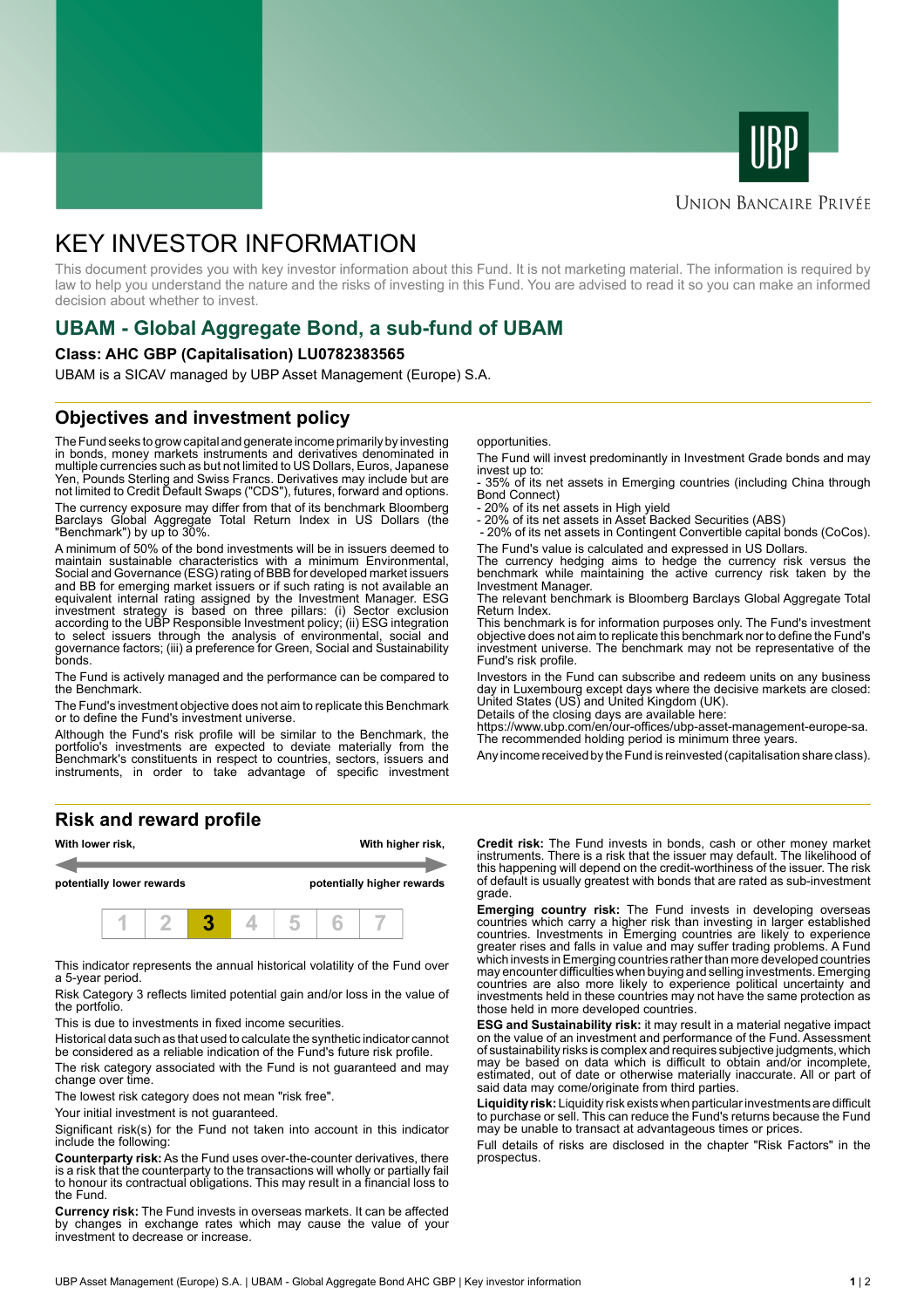UBP

Union Bancaire Privée

# KEY INVESTOR INFORMATION

This document provides you with key investor information about this Fund. It is not marketing material. The information is required by law to help you understand the nature and the risks of investing in this Fund. You are advised to read it so you can make an informed decision about whether to invest.

## UBAM - Global Aggregate Bond, a sub-fund of UBAM

### Class: AHC GBP (Capitalisation) LU0782383565

UBAM is a SICAV managed by UBP Asset Management (Europe) S.A.

## Objectives and investment policy

The Fund seeks to grow capital and generate income primarily by investing in bonds, money markets instruments and derivatives denominated in multiple currencies such as but not limited to US Dollars, Euros, Japanese Yen, Pounds Sterling and Swiss Francs. Derivatives may include but are not limited to Credit Default Swaps ("CDS"), futures, forward and options.

The currency exposure may differ from that of its benchmark Bloomberg Barclays Global Aggregate Total Return Index in US Dollars (the "Benchmark") by up to 30%.

A minimum of 50% of the bond investments will be in issuers deemed to maintain sustainable characteristics with a minimum Environmental, Social and Governance (ESG) rating of BBB for developed market issuers and BB for emerging market issuers or if such rating is not available an equivalent internal rating assigned by the Investment Manager. ESG investment strategy is based on three pillars: (i) Sector exclusion according to the UBP Responsible Investment policy; (ii) ESG integration to select issuers through the analysis of environmental, social and governance factors; (iii) a preference for Green, Social and Sustainability bonds.

The Fund is actively managed and the performance can be compared to the Benchmark.

The Fund's investment objective does not aim to replicate this Benchmark or to define the Fund's investment universe.

Although the Fund's risk profile will be similar to the Benchmark, the portfolio's investments are expected to deviate materially from the Benchmark's constituents in respect to countries, sectors, issuers and instruments, in order to take advantage of specific investment opportunities.

The Fund will invest predominantly in Investment Grade bonds and may invest up to:
- 35% of its net assets in Emerging countries (including China through Bond Connect)
- 20% of its net assets in High yield
- 20% of its net assets in Asset Backed Securities (ABS)
- 20% of its net assets in Contingent Convertible capital bonds (CoCos).

The Fund's value is calculated and expressed in US Dollars.
The currency hedging aims to hedge the currency risk versus the benchmark while maintaining the active currency risk taken by the Investment Manager.
The relevant benchmark is Bloomberg Barclays Global Aggregate Total Return Index.
This benchmark is for information purposes only. The Fund's investment objective does not aim to replicate this benchmark nor to define the Fund's investment universe. The benchmark may not be representative of the Fund's risk profile.

Investors in the Fund can subscribe and redeem units on any business day in Luxembourg except days where the decisive markets are closed: United States (US) and United Kingdom (UK).
Details of the closing days are available here:
https://www.ubp.com/en/our-offices/ubp-asset-management-europe-sa.
The recommended holding period is minimum three years.

Any income received by the Fund is reinvested (capitalisation share class).

## Risk and reward profile

With lower risk, — With higher risk,

potentially lower rewards — potentially higher rewards

| 1 | 2 | **3** | 4 | 5 | 6 | 7 |
|---|---|---|---|---|---|---|

This indicator represents the annual historical volatility of the Fund over a 5-year period.

Risk Category 3 reflects limited potential gain and/or loss in the value of the portfolio.

This is due to investments in fixed income securities.

Historical data such as that used to calculate the synthetic indicator cannot be considered as a reliable indication of the Fund's future risk profile.

The risk category associated with the Fund is not guaranteed and may change over time.

The lowest risk category does not mean "risk free".

Your initial investment is not guaranteed.

Significant risk(s) for the Fund not taken into account in this indicator include the following:

**Counterparty risk:** As the Fund uses over-the-counter derivatives, there is a risk that the counterparty to the transactions will wholly or partially fail to honour its contractual obligations. This may result in a financial loss to the Fund.

**Currency risk:** The Fund invests in overseas markets. It can be affected by changes in exchange rates which may cause the value of your investment to decrease or increase.

**Credit risk:** The Fund invests in bonds, cash or other money market instruments. There is a risk that the issuer may default. The likelihood of this happening will depend on the credit-worthiness of the issuer. The risk of default is usually greatest with bonds that are rated as sub-investment grade.

**Emerging country risk:** The Fund invests in developing overseas countries which carry a higher risk than investing in larger established countries. Investments in Emerging countries are likely to experience greater rises and falls in value and may suffer trading problems. A Fund which invests in Emerging countries rather than more developed countries may encounter difficulties when buying and selling investments. Emerging countries are also more likely to experience political uncertainty and investments held in these countries may not have the same protection as those held in more developed countries.

**ESG and Sustainability risk:** it may result in a material negative impact on the value of an investment and performance of the Fund. Assessment of sustainability risks is complex and requires subjective judgments, which may be based on data which is difficult to obtain and/or incomplete, estimated, out of date or otherwise materially inaccurate. All or part of said data may come/originate from third parties.

**Liquidity risk:** Liquidity risk exists when particular investments are difficult to purchase or sell. This can reduce the Fund's returns because the Fund may be unable to transact at advantageous times or prices.

Full details of risks are disclosed in the chapter "Risk Factors" in the prospectus.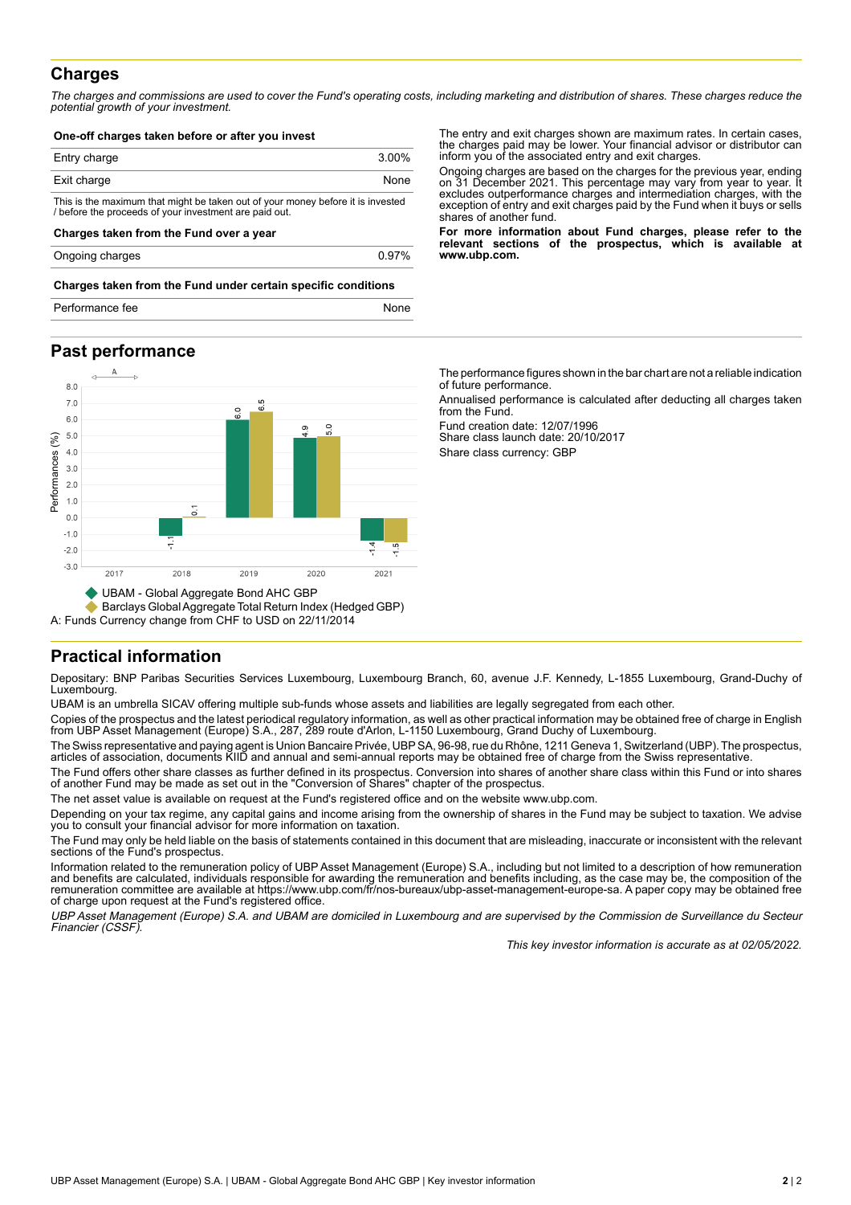## Charges

*The charges and commissions are used to cover the Fund's operating costs, including marketing and distribution of shares. These charges reduce the potential growth of your investment.*

| One-off charges taken before or after you invest | |
|---|---|
| Entry charge | 3.00% |
| Exit charge | None |

This is the maximum that might be taken out of your money before it is invested / before the proceeds of your investment are paid out.

| Charges taken from the Fund over a year | |
|---|---|
| Ongoing charges | 0.97% |

| Charges taken from the Fund under certain specific conditions | |
|---|---|
| Performance fee | None |

The entry and exit charges shown are maximum rates. In certain cases, the charges paid may be lower. Your financial advisor or distributor can inform you of the associated entry and exit charges.

Ongoing charges are based on the charges for the previous year, ending on 31 December 2021. This percentage may vary from year to year. It excludes outperformance charges and intermediation charges, with the exception of entry and exit charges paid by the Fund when it buys or sells shares of another fund.

**For more information about Fund charges, please refer to the relevant sections of the prospectus, which is available at www.ubp.com.**

## Past performance

A

Performances (%)

8.0
7.0
6.0
5.0
4.0
3.0
2.0
1.0
0.0
-1.0
-2.0
-3.0

-1.1
0.1
6.0
6.5
4.9
5.0
-1.4
-1.5

2017
2018
2019
2020
2021

UBAM - Global Aggregate Bond AHC GBP
Barclays Global Aggregate Total Return Index (Hedged GBP)
A: Funds Currency change from CHF to USD on 22/11/2014

The performance figures shown in the bar chart are not a reliable indication of future performance.

Annualised performance is calculated after deducting all charges taken from the Fund.

Fund creation date: 12/07/1996
Share class launch date: 20/10/2017
Share class currency: GBP

## Practical information

Depositary: BNP Paribas Securities Services Luxembourg, Luxembourg Branch, 60, avenue J.F. Kennedy, L-1855 Luxembourg, Grand-Duchy of Luxembourg.

UBAM is an umbrella SICAV offering multiple sub-funds whose assets and liabilities are legally segregated from each other.

Copies of the prospectus and the latest periodical regulatory information, as well as other practical information may be obtained free of charge in English from UBP Asset Management (Europe) S.A., 287, 289 route d'Arlon, L-1150 Luxembourg, Grand Duchy of Luxembourg.

The Swiss representative and paying agent is Union Bancaire Privée, UBP SA, 96-98, rue du Rhône, 1211 Geneva 1, Switzerland (UBP). The prospectus, articles of association, documents KIID and annual and semi-annual reports may be obtained free of charge from the Swiss representative.

The Fund offers other share classes as further defined in its prospectus. Conversion into shares of another share class within this Fund or into shares of another Fund may be made as set out in the "Conversion of Shares" chapter of the prospectus.

The net asset value is available on request at the Fund's registered office and on the website www.ubp.com.

Depending on your tax regime, any capital gains and income arising from the ownership of shares in the Fund may be subject to taxation. We advise you to consult your financial advisor for more information on taxation.

The Fund may only be held liable on the basis of statements contained in this document that are misleading, inaccurate or inconsistent with the relevant sections of the Fund's prospectus.

Information related to the remuneration policy of UBP Asset Management (Europe) S.A., including but not limited to a description of how remuneration and benefits are calculated, individuals responsible for awarding the remuneration and benefits including, as the case may be, the composition of the remuneration committee are available at https://www.ubp.com/fr/nos-bureaux/ubp-asset-management-europe-sa. A paper copy may be obtained free of charge upon request at the Fund's registered office.

*UBP Asset Management (Europe) S.A. and UBAM are domiciled in Luxembourg and are supervised by the Commission de Surveillance du Secteur Financier (CSSF).*

*This key investor information is accurate as at 02/05/2022.*